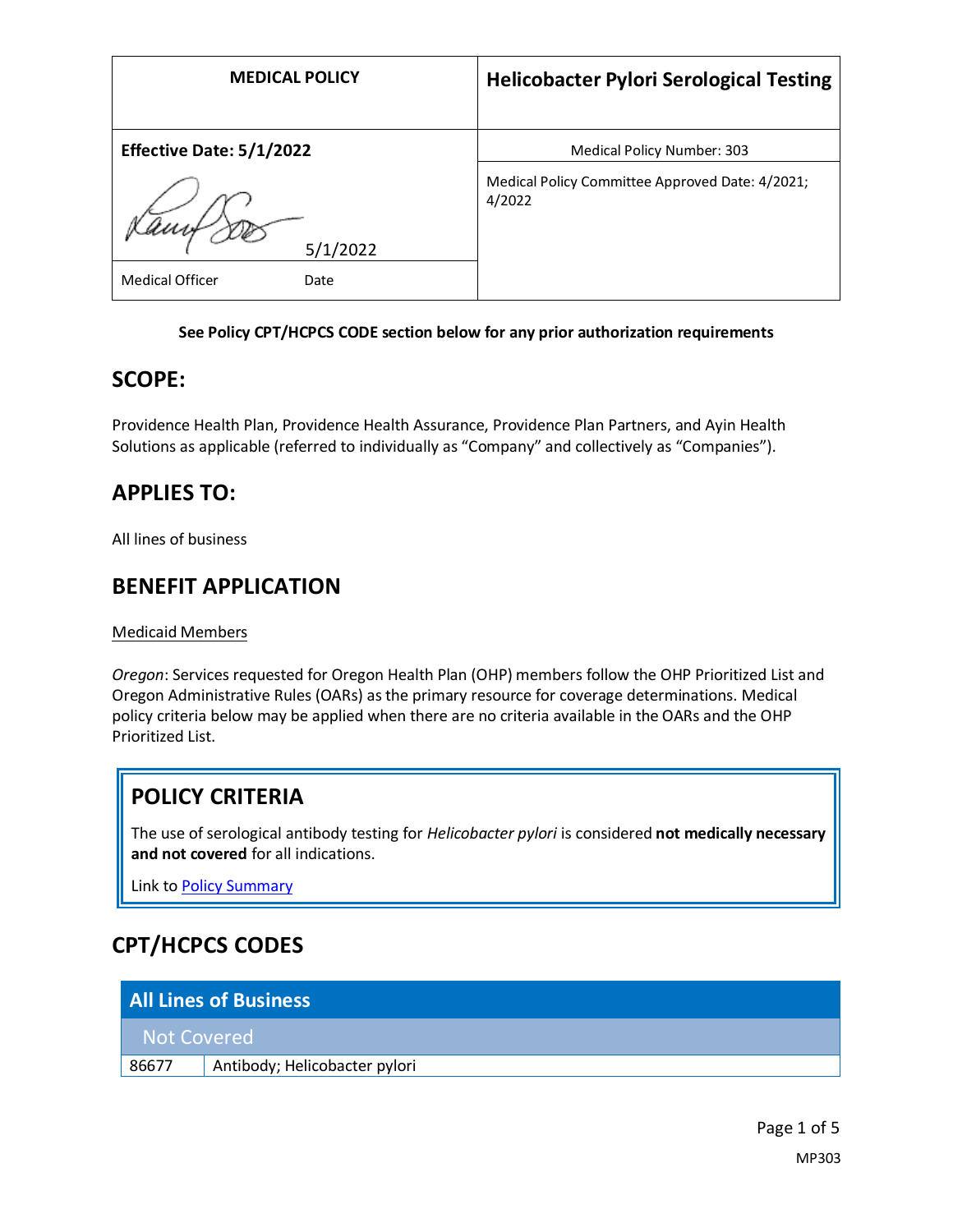| MEDICAL POLICY | Helicobacter Pylori Serological Testing |
|---|---|
| **Effective Date: 5/1/2022** | Medical Policy Number: 303 |
| 5/1/2022 | Medical Policy Committee Approved Date: 4/2021; 4/2022 |
| Medical Officer Date | |

**See Policy CPT/HCPCS CODE section below for any prior authorization requirements**

## SCOPE:

Providence Health Plan, Providence Health Assurance, Providence Plan Partners, and Ayin Health Solutions as applicable (referred to individually as "Company" and collectively as "Companies").

## APPLIES TO:

All lines of business

## BENEFIT APPLICATION

Medicaid Members

*Oregon*: Services requested for Oregon Health Plan (OHP) members follow the OHP Prioritized List and Oregon Administrative Rules (OARs) as the primary resource for coverage determinations. Medical policy criteria below may be applied when there are no criteria available in the OARs and the OHP Prioritized List.

## POLICY CRITERIA

The use of serological antibody testing for *Helicobacter pylori* is considered **not medically necessary and not covered** for all indications.

Link to Policy Summary

## CPT/HCPCS CODES

| All Lines of Business | |
|---|---|
| Not Covered | |
| 86677 | Antibody; Helicobacter pylori |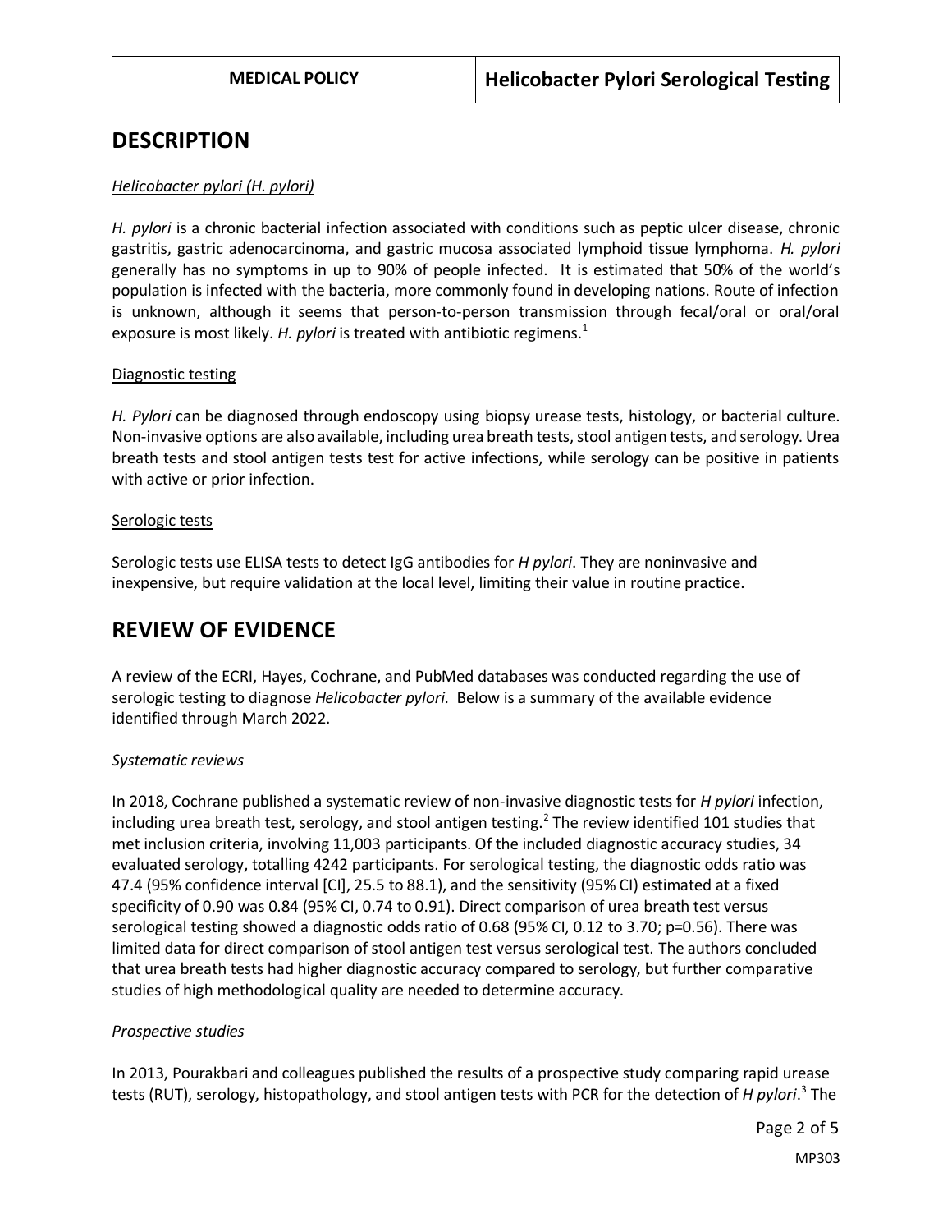## DESCRIPTION

*Helicobacter pylori (H. pylori)*

*H. pylori* is a chronic bacterial infection associated with conditions such as peptic ulcer disease, chronic gastritis, gastric adenocarcinoma, and gastric mucosa associated lymphoid tissue lymphoma. *H. pylori* generally has no symptoms in up to 90% of people infected. It is estimated that 50% of the world's population is infected with the bacteria, more commonly found in developing nations. Route of infection is unknown, although it seems that person-to-person transmission through fecal/oral or oral/oral exposure is most likely. *H. pylori* is treated with antibiotic regimens.[1]

Diagnostic testing

*H. Pylori* can be diagnosed through endoscopy using biopsy urease tests, histology, or bacterial culture. Non-invasive options are also available, including urea breath tests, stool antigen tests, and serology. Urea breath tests and stool antigen tests test for active infections, while serology can be positive in patients with active or prior infection.

Serologic tests

Serologic tests use ELISA tests to detect IgG antibodies for *H pylori*. They are noninvasive and inexpensive, but require validation at the local level, limiting their value in routine practice.

## REVIEW OF EVIDENCE

A review of the ECRI, Hayes, Cochrane, and PubMed databases was conducted regarding the use of serologic testing to diagnose *Helicobacter pylori*. Below is a summary of the available evidence identified through March 2022.

*Systematic reviews*

In 2018, Cochrane published a systematic review of non-invasive diagnostic tests for *H pylori* infection, including urea breath test, serology, and stool antigen testing.[2] The review identified 101 studies that met inclusion criteria, involving 11,003 participants. Of the included diagnostic accuracy studies, 34 evaluated serology, totalling 4242 participants. For serological testing, the diagnostic odds ratio was 47.4 (95% confidence interval [CI], 25.5 to 88.1), and the sensitivity (95% CI) estimated at a fixed specificity of 0.90 was 0.84 (95% CI, 0.74 to 0.91). Direct comparison of urea breath test versus serological testing showed a diagnostic odds ratio of 0.68 (95% CI, 0.12 to 3.70; p=0.56). There was limited data for direct comparison of stool antigen test versus serological test. The authors concluded that urea breath tests had higher diagnostic accuracy compared to serology, but further comparative studies of high methodological quality are needed to determine accuracy.

*Prospective studies*

In 2013, Pourakbari and colleagues published the results of a prospective study comparing rapid urease tests (RUT), serology, histopathology, and stool antigen tests with PCR for the detection of *H pylori*.[3] The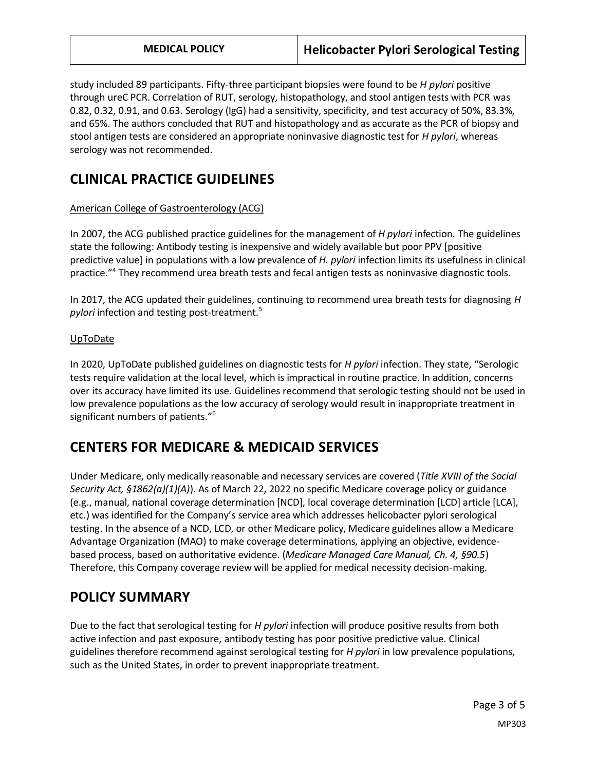study included 89 participants. Fifty-three participant biopsies were found to be *H pylori* positive through ureC PCR. Correlation of RUT, serology, histopathology, and stool antigen tests with PCR was 0.82, 0.32, 0.91, and 0.63. Serology (IgG) had a sensitivity, specificity, and test accuracy of 50%, 83.3%, and 65%. The authors concluded that RUT and histopathology and as accurate as the PCR of biopsy and stool antigen tests are considered an appropriate noninvasive diagnostic test for *H pylori*, whereas serology was not recommended.

## CLINICAL PRACTICE GUIDELINES

American College of Gastroenterology (ACG)

In 2007, the ACG published practice guidelines for the management of *H pylori* infection. The guidelines state the following: Antibody testing is inexpensive and widely available but poor PPV [positive predictive value] in populations with a low prevalence of *H. pylori* infection limits its usefulness in clinical practice."[4] They recommend urea breath tests and fecal antigen tests as noninvasive diagnostic tools.

In 2017, the ACG updated their guidelines, continuing to recommend urea breath tests for diagnosing *H pylori* infection and testing post-treatment.[5]

UpToDate

In 2020, UpToDate published guidelines on diagnostic tests for *H pylori* infection. They state, "Serologic tests require validation at the local level, which is impractical in routine practice. In addition, concerns over its accuracy have limited its use. Guidelines recommend that serologic testing should not be used in low prevalence populations as the low accuracy of serology would result in inappropriate treatment in significant numbers of patients."[6]

## CENTERS FOR MEDICARE & MEDICAID SERVICES

Under Medicare, only medically reasonable and necessary services are covered (*Title XVIII of the Social Security Act, §1862(a)(1)(A)*). As of March 22, 2022 no specific Medicare coverage policy or guidance (e.g., manual, national coverage determination [NCD], local coverage determination [LCD] article [LCA], etc.) was identified for the Company's service area which addresses helicobacter pylori serological testing. In the absence of a NCD, LCD, or other Medicare policy, Medicare guidelines allow a Medicare Advantage Organization (MAO) to make coverage determinations, applying an objective, evidence-based process, based on authoritative evidence. (*Medicare Managed Care Manual, Ch. 4, §90.5*) Therefore, this Company coverage review will be applied for medical necessity decision-making.

## POLICY SUMMARY

Due to the fact that serological testing for *H pylori* infection will produce positive results from both active infection and past exposure, antibody testing has poor positive predictive value. Clinical guidelines therefore recommend against serological testing for *H pylori* in low prevalence populations, such as the United States, in order to prevent inappropriate treatment.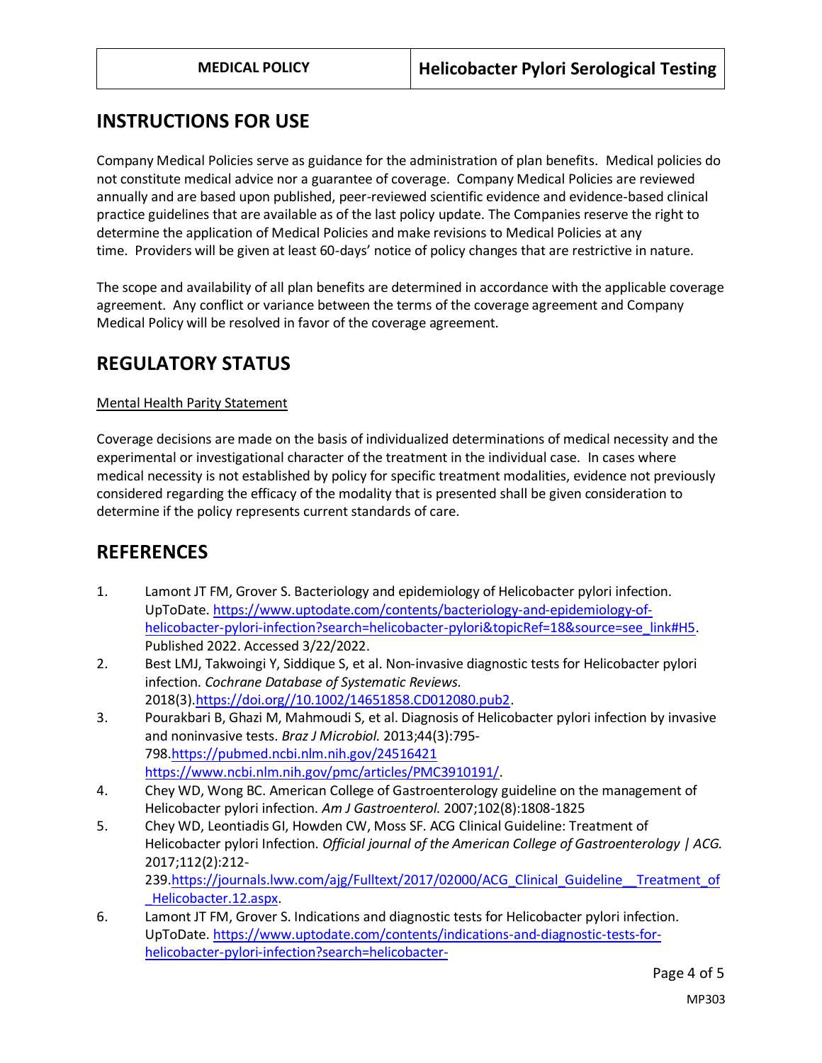## INSTRUCTIONS FOR USE

Company Medical Policies serve as guidance for the administration of plan benefits. Medical policies do not constitute medical advice nor a guarantee of coverage. Company Medical Policies are reviewed annually and are based upon published, peer-reviewed scientific evidence and evidence-based clinical practice guidelines that are available as of the last policy update. The Companies reserve the right to determine the application of Medical Policies and make revisions to Medical Policies at any time. Providers will be given at least 60-days' notice of policy changes that are restrictive in nature.

The scope and availability of all plan benefits are determined in accordance with the applicable coverage agreement. Any conflict or variance between the terms of the coverage agreement and Company Medical Policy will be resolved in favor of the coverage agreement.

## REGULATORY STATUS

Mental Health Parity Statement

Coverage decisions are made on the basis of individualized determinations of medical necessity and the experimental or investigational character of the treatment in the individual case. In cases where medical necessity is not established by policy for specific treatment modalities, evidence not previously considered regarding the efficacy of the modality that is presented shall be given consideration to determine if the policy represents current standards of care.

## REFERENCES

1. Lamont JT FM, Grover S. Bacteriology and epidemiology of Helicobacter pylori infection. UpToDate. https://www.uptodate.com/contents/bacteriology-and-epidemiology-of-helicobacter-pylori-infection?search=helicobacter-pylori&topicRef=18&source=see_link#H5. Published 2022. Accessed 3/22/2022.
2. Best LMJ, Takwoingi Y, Siddique S, et al. Non-invasive diagnostic tests for Helicobacter pylori infection. *Cochrane Database of Systematic Reviews.* 2018(3).https://doi.org//10.1002/14651858.CD012080.pub2.
3. Pourakbari B, Ghazi M, Mahmoudi S, et al. Diagnosis of Helicobacter pylori infection by invasive and noninvasive tests. *Braz J Microbiol.* 2013;44(3):795-798.https://pubmed.ncbi.nlm.nih.gov/24516421 https://www.ncbi.nlm.nih.gov/pmc/articles/PMC3910191/.
4. Chey WD, Wong BC. American College of Gastroenterology guideline on the management of Helicobacter pylori infection. *Am J Gastroenterol.* 2007;102(8):1808-1825
5. Chey WD, Leontiadis GI, Howden CW, Moss SF. ACG Clinical Guideline: Treatment of Helicobacter pylori Infection. *Official journal of the American College of Gastroenterology | ACG.* 2017;112(2):212-239.https://journals.lww.com/ajg/Fulltext/2017/02000/ACG_Clinical_Guideline__Treatment_of_Helicobacter.12.aspx.
6. Lamont JT FM, Grover S. Indications and diagnostic tests for Helicobacter pylori infection. UpToDate. https://www.uptodate.com/contents/indications-and-diagnostic-tests-for-helicobacter-pylori-infection?search=helicobacter-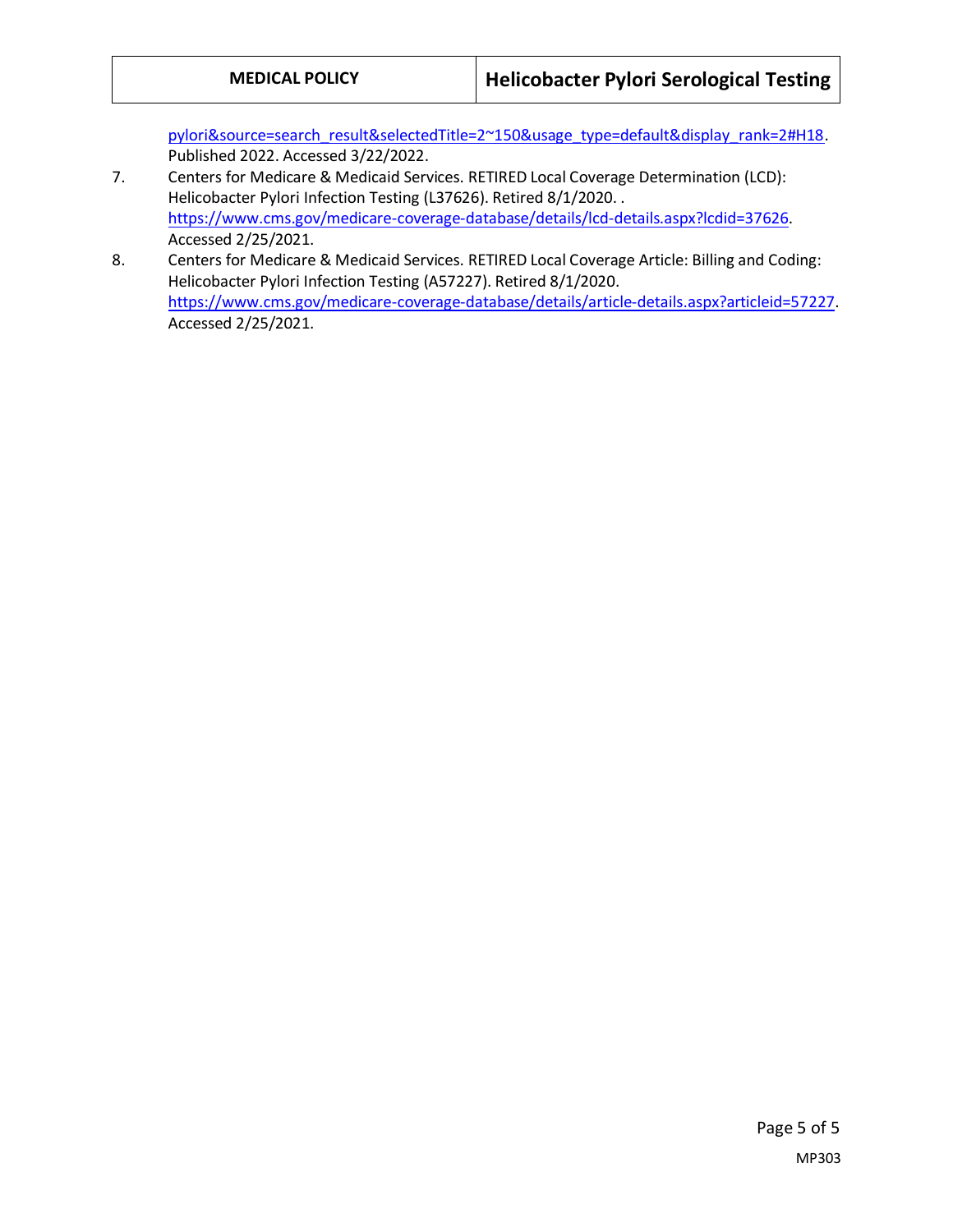pylori&source=search_result&selectedTitle=2~150&usage_type=default&display_rank=2#H18. Published 2022. Accessed 3/22/2022.

7. Centers for Medicare & Medicaid Services. RETIRED Local Coverage Determination (LCD): Helicobacter Pylori Infection Testing (L37626). Retired 8/1/2020. . https://www.cms.gov/medicare-coverage-database/details/lcd-details.aspx?lcdid=37626. Accessed 2/25/2021.
8. Centers for Medicare & Medicaid Services. RETIRED Local Coverage Article: Billing and Coding: Helicobacter Pylori Infection Testing (A57227). Retired 8/1/2020. https://www.cms.gov/medicare-coverage-database/details/article-details.aspx?articleid=57227. Accessed 2/25/2021.